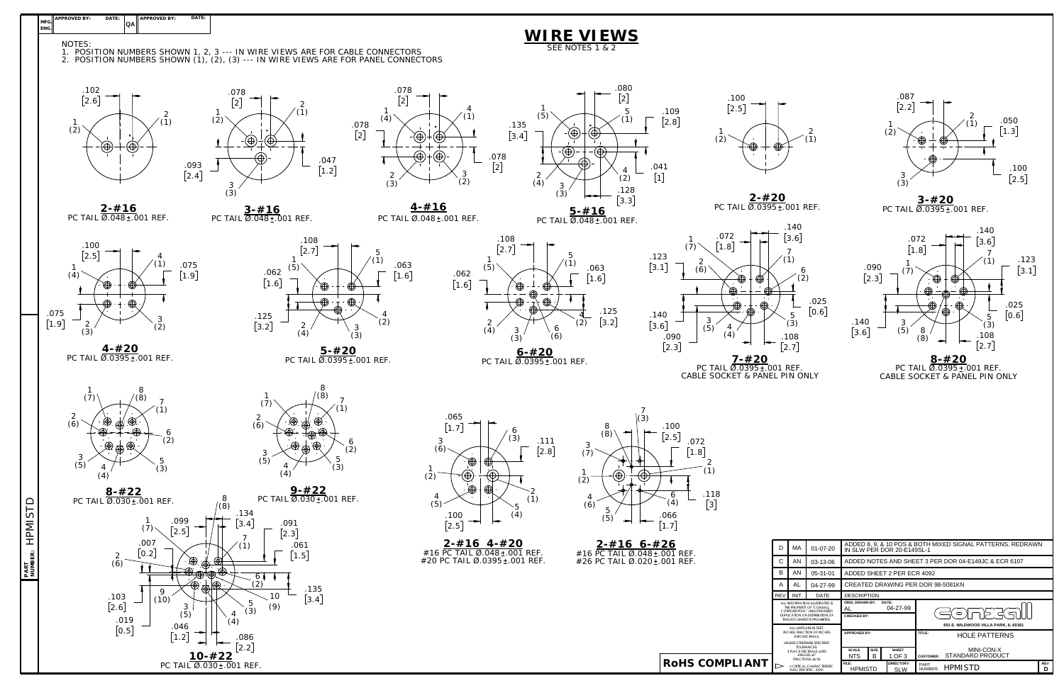# WIRE VIEWS

SEE NOTES 1 & 2

NOTES:
1. POSITION NUMBERS SHOWN 1, 2, 3 --- IN WIRE VIEWS ARE FOR CABLE CONNECTORS
2. POSITION NUMBERS SHOWN (1), (2), (3) --- IN WIRE VIEWS ARE FOR PANEL CONNECTORS

**2-#16**
PC TAIL Ø.048±.001 REF.

**3-#16**
PC TAIL Ø.048±.001 REF.

**4-#16**
PC TAIL Ø.048±.001 REF.

**5-#16**
PC TAIL Ø.048±.001 REF.

**2-#20**
PC TAIL Ø.0395±.001 REF.

**3-#20**
PC TAIL Ø.0395±.001 REF.

**4-#20**
PC TAIL Ø.0395±.001 REF.

**5-#20**
PC TAIL Ø.0395±.001 REF.

**6-#20**
PC TAIL Ø.0395±.001 REF.

**7-#20**
PC TAIL Ø.0395±.001 REF.
CABLE SOCKET & PANEL PIN ONLY

**8-#20**
PC TAIL Ø.0395±.001 REF.
CABLE SOCKET & PANEL PIN ONLY

**8-#22**
PC TAIL Ø.030±.001 REF.

**9-#22**
PC TAIL Ø.030±.001 REF.

**10-#22**
PC TAIL Ø.030±.001 REF.

**2-#16 4-#20**
#16 PC TAIL Ø.048±.001 REF.
#20 PC TAIL Ø.0395±.001 REF.

**2-#16 6-#26**
#16 PC TAIL Ø.048±.001 REF.
#26 PC TAIL Ø.020±.001 REF.

**RoHS COMPLIANT**

| REV | INIT. | DATE | DESCRIPTION |
|---|---|---|---|
| D | MA | 01-07-20 | ADDED 8, 9, & 10 POS & BOTH MIXED SIGNAL PATTERNS. REDRAWN IN SLW PER DOR 20-E149SL-1 |
| C | AN | 03-13-06 | ADDED NOTES AND SHEET 3 PER DOR 04-E149JC & ECR 6107 |
| B | AN | 05-31-01 | ADDED SHEET 2 PER ECR 4092 |
| A | AL | 04-27-99 | CREATED DRAWING PER DOR 98-5081KN |

ALL INFORMATION ILLUSTRATED IS THE PROPERTY OF "CONXALL CORPORATION." UNAUTHORIZED DUPLICATION OR DISTRIBUTION OF THIS DOCUMENTS PROHIBITED.

ALL UNITS ARE IN FEET, INCHES, FRACTION OF INCHES AND DECIMALS.
UNLESS OTHERWISE SPECIFIED TOLERANCES:
3 PLACE DECIMALS ±.005
ANGLES ±1°
FRACTIONS ±1/16

= CRITICAL CHARACTERISTIC FLAG PER SPEC. XXXX

ORIG. DRAWN BY: AL DATE: 04-27-99
CHECKED BY:
APPROVED BY:

SCALE: NTS | SIZE: B | SHEET: 1 OF 3
FILE: HPMISTD | DIRECTORY: SLW

CONXALL
601 E. WILDWOOD VILLA PARK, IL 60181

TITLE: HOLE PATTERNS
MINI-CON-X
CUSTOMER: STANDARD PRODUCT
PART NUMBER: HPMISTD
REV: D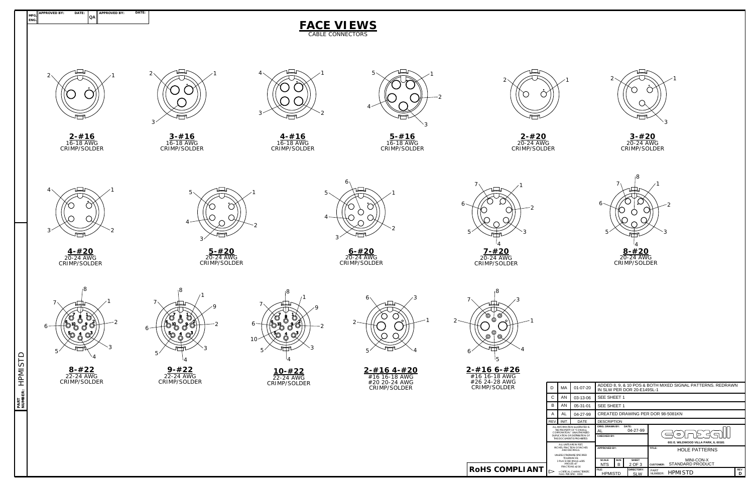| MFG. ENG. | APPROVED BY: | DATE: | QA | APPROVED BY: | DATE: |
|---|---|---|---|---|---|

# FACE VIEWS

CABLE CONNECTORS

**2-#16**
16-18 AWG
CRIMP/SOLDER

**3-#16**
16-18 AWG
CRIMP/SOLDER

**4-#16**
16-18 AWG
CRIMP/SOLDER

**5-#16**
16-18 AWG
CRIMP/SOLDER

**2-#20**
20-24 AWG
CRIMP/SOLDER

**3-#20**
20-24 AWG
CRIMP/SOLDER

**4-#20**
20-24 AWG
CRIMP/SOLDER

**5-#20**
20-24 AWG
CRIMP/SOLDER

**6-#20**
20-24 AWG
CRIMP/SOLDER

**7-#20**
20-24 AWG
CRIMP/SOLDER

**8-#20**
20-24 AWG
CRIMP/SOLDER

**8-#22**
22-24 AWG
CRIMP/SOLDER

**9-#22**
22-24 AWG
CRIMP/SOLDER

**10-#22**
22-24 AWG
CRIMP/SOLDER

**2-#16 4-#20**
#16 16-18 AWG
#20 20-24 AWG
CRIMP/SOLDER

**2-#16 6-#26**
#16 16-18 AWG
#26 24-28 AWG
CRIMP/SOLDER

| REV | INIT. | DATE | DESCRIPTION |
|---|---|---|---|
| D | MA | 01-07-20 | ADDED 8, 9, & 10 POS & BOTH MIXED SIGNAL PATTERNS. REDRAWN IN SLW PER DOR 20-E149SL-1 |
| C | AN | 03-13-06 | SEE SHEET 1 |
| B | AN | 05-31-01 | SEE SHEET 1 |
| A | AL | 04-27-99 | CREATED DRAWING PER DOR 98-5081KN |

ALL INFORMATION ILLUSTRATED IS THE PROPERTY OF "CONXALL CORPORATION". UNAUTHORIZED DUPLICATION OR DISTRIBUTION OF THIS DOCUMENT IS PROHIBITED.

ALL UNITS ARE IN FEET, INCHES, FRACTION OF INCHES AND DECIMALS.

UNLESS OTHERWISE SPECIFIED TOLERANCES: 3 PLACE DECIMALS ±.005 ANGLES ±1 FRACTIONS ±1/16

= CRITICAL CHARACTERISTIC FLAG PER SPEC. XXXX

ORIG. DRAWN BY: AL DATE: 04-27-99

CHECKED BY:

APPROVED BY:

CONXALL
601 E. WILDWOOD VILLA PARK, IL 60181

TITLE: HOLE PATTERNS

CUSTOMER: MINI-CON-X STANDARD PRODUCT

SCALE: NTS | SIZE: B | SHEET: 2 OF 3

FILE: HPMISTD | DIRECTORY: SLW

PART NUMBER: HPMISTD | REV: D

**RoHS COMPLIANT**

PART NUMBER: HPMISTD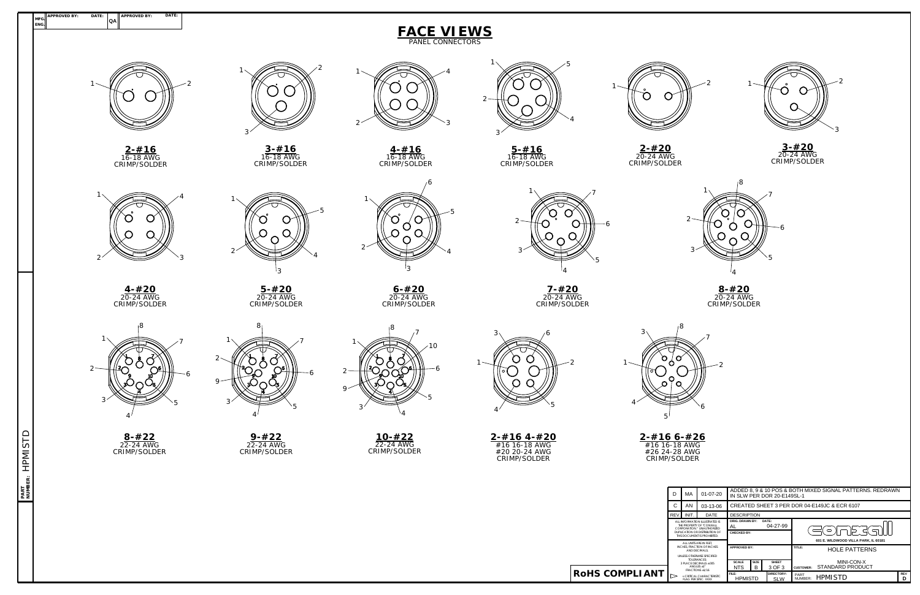# FACE VIEWS

PANEL CONNECTORS

**2-#16**
16-18 AWG
CRIMP/SOLDER

**3-#16**
16-18 AWG
CRIMP/SOLDER

**4-#16**
16-18 AWG
CRIMP/SOLDER

**5-#16**
16-18 AWG
CRIMP/SOLDER

**2-#20**
20-24 AWG
CRIMP/SOLDER

**3-#20**
20-24 AWG
CRIMP/SOLDER

**4-#20**
20-24 AWG
CRIMP/SOLDER

**5-#20**
20-24 AWG
CRIMP/SOLDER

**6-#20**
20-24 AWG
CRIMP/SOLDER

**7-#20**
20-24 AWG
CRIMP/SOLDER

**8-#20**
20-24 AWG
CRIMP/SOLDER

**8-#22**
22-24 AWG
CRIMP/SOLDER

**9-#22**
22-24 AWG
CRIMP/SOLDER

**10-#22**
22-24 AWG
CRIMP/SOLDER

**2-#16 4-#20**
#16 16-18 AWG
#20 20-24 AWG
CRIMP/SOLDER

**2-#16 6-#26**
#16 16-18 AWG
#26 24-28 AWG
CRIMP/SOLDER

**RoHS COMPLIANT**

| REV | INIT. | DATE | DESCRIPTION |
|---|---|---|---|
| D | MA | 01-07-20 | ADDED 8, 9 & 10 POS & BOTH MIXED SIGNAL PATTERNS. REDRAWN IN SLW PER DOR 20-E149SL-1 |
| C | AN | 03-13-06 | CREATED SHEET 3 PER DOR 04-E149JC & ECR 6107 |

ALL INFORMATION ILLUSTRATED IS THE PROPERTY OF "CONXALL CORPORATION". UNAUTHORIZED DUPLICATION OR DISTRIBUTION OF THIS DOCUMENTS PROHIBITED.

ALL UNITS ARE IN FEET, INCHES, FRACTION OF INCHES AND DECIMALS.
UNLESS OTHERWISE SPECIFIED TOLERANCES:
3 PLACE DECIMALS ±.005
ANGLES ±1°
FRACTIONS ±1/16

= CRITICAL CHARACTERISTIC FLAG PER SPEC. XXXX

ORIG. DRAWN BY: AL DATE: 04-27-99
CHECKED BY:
APPROVED BY:

CONXALL
601 E. WILDWOOD VILLA PARK, IL 60181

TITLE: HOLE PATTERNS
MINI-CON-X
CUSTOMER: STANDARD PRODUCT

SCALE: NTS | SIZE: B | SHEET: 3 OF 3
FILE: HPMISTD | DIRECTORY: SLW
PART NUMBER: HPMISTD | REV: D

MFG. ENG. APPROVED BY: DATE: | QA APPROVED BY: DATE:

PART NUMBER: HPMISTD